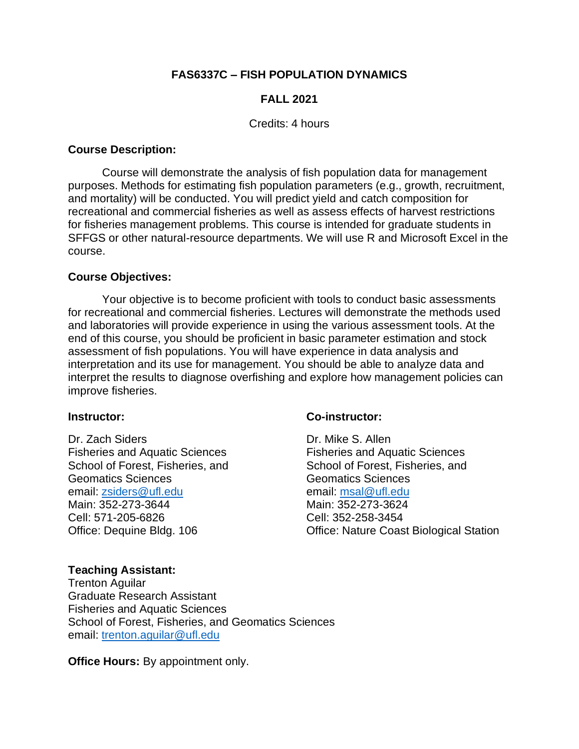# FAS6337C – FISH POPULATION DYNAMICS

## FALL 2021

Credits: 4 hours

**Course Description:**

Course will demonstrate the analysis of fish population data for management purposes. Methods for estimating fish population parameters (e.g., growth, recruitment, and mortality) will be conducted. You will predict yield and catch composition for recreational and commercial fisheries as well as assess effects of harvest restrictions for fisheries management problems. This course is intended for graduate students in SFFGS or other natural-resource departments. We will use R and Microsoft Excel in the course.

**Course Objectives:**

Your objective is to become proficient with tools to conduct basic assessments for recreational and commercial fisheries. Lectures will demonstrate the methods used and laboratories will provide experience in using the various assessment tools. At the end of this course, you should be proficient in basic parameter estimation and stock assessment of fish populations. You will have experience in data analysis and interpretation and its use for management. You should be able to analyze data and interpret the results to diagnose overfishing and explore how management policies can improve fisheries.

**Instructor:**

Dr. Zach Siders
Fisheries and Aquatic Sciences
School of Forest, Fisheries, and Geomatics Sciences
email: zsiders@ufl.edu
Main: 352-273-3644
Cell: 571-205-6826
Office: Dequine Bldg. 106

**Co-instructor:**

Dr. Mike S. Allen
Fisheries and Aquatic Sciences
School of Forest, Fisheries, and Geomatics Sciences
email: msal@ufl.edu
Main: 352-273-3624
Cell: 352-258-3454
Office: Nature Coast Biological Station

**Teaching Assistant:**
Trenton Aguilar
Graduate Research Assistant
Fisheries and Aquatic Sciences
School of Forest, Fisheries, and Geomatics Sciences
email: trenton.aguilar@ufl.edu

**Office Hours:** By appointment only.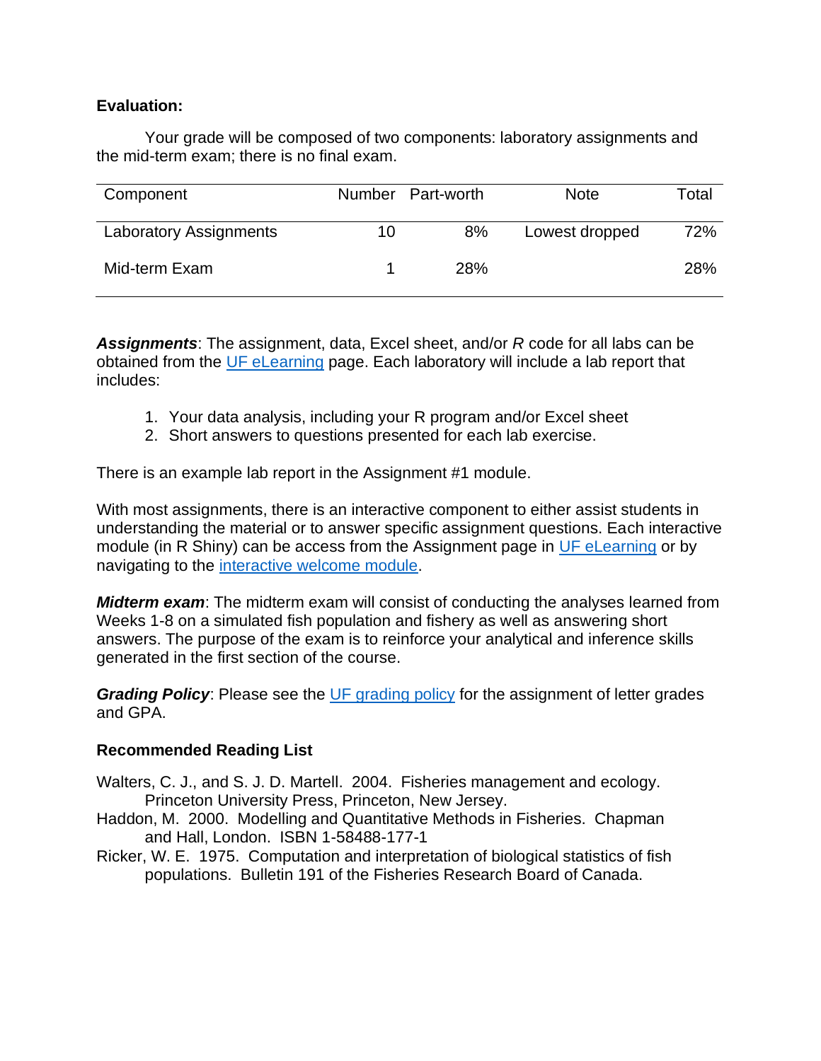**Evaluation:**

Your grade will be composed of two components: laboratory assignments and the mid-term exam; there is no final exam.

| Component | Number | Part-worth | Note | Total |
|---|---|---|---|---|
| Laboratory Assignments | 10 | 8% | Lowest dropped | 72% |
| Mid-term Exam | 1 | 28% | | 28% |

***Assignments***: The assignment, data, Excel sheet, and/or *R* code for all labs can be obtained from the UF eLearning page. Each laboratory will include a lab report that includes:

1. Your data analysis, including your R program and/or Excel sheet
2. Short answers to questions presented for each lab exercise.

There is an example lab report in the Assignment #1 module.

With most assignments, there is an interactive component to either assist students in understanding the material or to answer specific assignment questions. Each interactive module (in R Shiny) can be access from the Assignment page in UF eLearning or by navigating to the interactive welcome module.

***Midterm exam***: The midterm exam will consist of conducting the analyses learned from Weeks 1-8 on a simulated fish population and fishery as well as answering short answers. The purpose of the exam is to reinforce your analytical and inference skills generated in the first section of the course.

***Grading Policy***: Please see the UF grading policy for the assignment of letter grades and GPA.

**Recommended Reading List**

Walters, C. J., and S. J. D. Martell. 2004. Fisheries management and ecology. Princeton University Press, Princeton, New Jersey.

Haddon, M. 2000. Modelling and Quantitative Methods in Fisheries. Chapman and Hall, London. ISBN 1-58488-177-1

Ricker, W. E. 1975. Computation and interpretation of biological statistics of fish populations. Bulletin 191 of the Fisheries Research Board of Canada.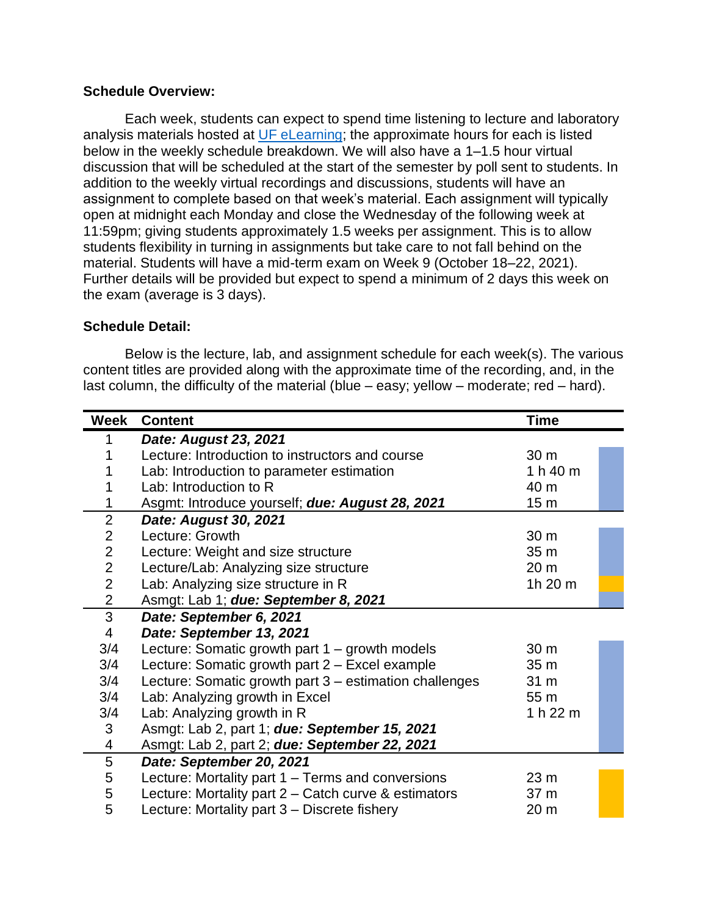**Schedule Overview:**

Each week, students can expect to spend time listening to lecture and laboratory analysis materials hosted at [UF eLearning](); the approximate hours for each is listed below in the weekly schedule breakdown. We will also have a 1–1.5 hour virtual discussion that will be scheduled at the start of the semester by poll sent to students. In addition to the weekly virtual recordings and discussions, students will have an assignment to complete based on that week's material. Each assignment will typically open at midnight each Monday and close the Wednesday of the following week at 11:59pm; giving students approximately 1.5 weeks per assignment. This is to allow students flexibility in turning in assignments but take care to not fall behind on the material. Students will have a mid-term exam on Week 9 (October 18–22, 2021). Further details will be provided but expect to spend a minimum of 2 days this week on the exam (average is 3 days).

**Schedule Detail:**

Below is the lecture, lab, and assignment schedule for each week(s). The various content titles are provided along with the approximate time of the recording, and, in the last column, the difficulty of the material (blue – easy; yellow – moderate; red – hard).

| Week | Content | Time | |
|---|---|---|---|
| 1 | ***Date: August 23, 2021*** | | |
| 1 | Lecture: Introduction to instructors and course | 30 m | blue |
| 1 | Lab: Introduction to parameter estimation | 1 h 40 m | blue |
| 1 | Lab: Introduction to R | 40 m | blue |
| 1 | Asgmt: Introduce yourself; ***due: August 28, 2021*** | 15 m | blue |
| 2 | ***Date: August 30, 2021*** | | |
| 2 | Lecture: Growth | 30 m | blue |
| 2 | Lecture: Weight and size structure | 35 m | blue |
| 2 | Lecture/Lab: Analyzing size structure | 20 m | blue |
| 2 | Lab: Analyzing size structure in R | 1h 20 m | yellow |
| 2 | Asmgt: Lab 1; ***due: September 8, 2021*** | | blue |
| 3 | ***Date: September 6, 2021*** | | |
| 4 | ***Date: September 13, 2021*** | | |
| 3/4 | Lecture: Somatic growth part 1 – growth models | 30 m | blue |
| 3/4 | Lecture: Somatic growth part 2 – Excel example | 35 m | blue |
| 3/4 | Lecture: Somatic growth part 3 – estimation challenges | 31 m | blue |
| 3/4 | Lab: Analyzing growth in Excel | 55 m | blue |
| 3/4 | Lab: Analyzing growth in R | 1 h 22 m | blue |
| 3 | Asmgt: Lab 2, part 1; ***due: September 15, 2021*** | | blue |
| 4 | Asmgt: Lab 2, part 2; ***due: September 22, 2021*** | | blue |
| 5 | ***Date: September 20, 2021*** | | |
| 5 | Lecture: Mortality part 1 – Terms and conversions | 23 m | yellow |
| 5 | Lecture: Mortality part 2 – Catch curve & estimators | 37 m | yellow |
| 5 | Lecture: Mortality part 3 – Discrete fishery | 20 m | yellow |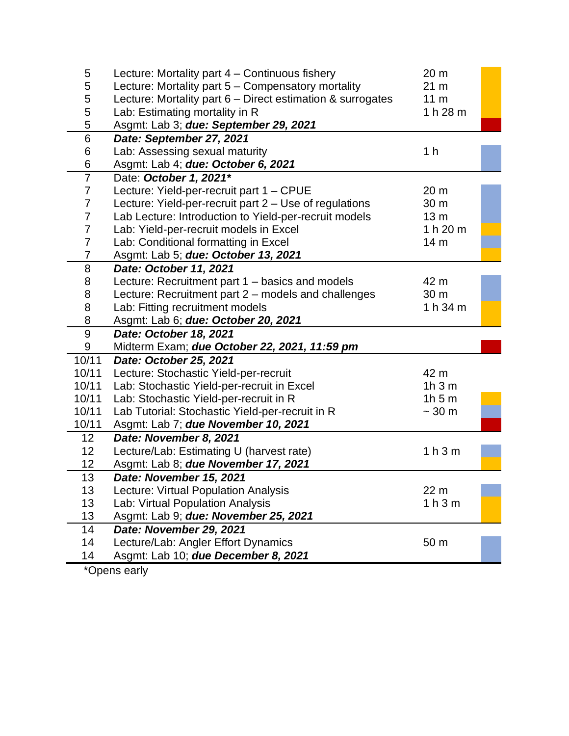| Week | Topic | Duration |
|---|---|---|
| 5 | Lecture: Mortality part 4 – Continuous fishery | 20 m |
| 5 | Lecture: Mortality part 5 – Compensatory mortality | 21 m |
| 5 | Lecture: Mortality part 6 – Direct estimation & surrogates | 11 m |
| 5 | Lab: Estimating mortality in R | 1 h 28 m |
| 5 | Asgmt: Lab 3; ***due: September 29, 2021*** | |
| 6 | ***Date: September 27, 2021*** | |
| 6 | Lab: Assessing sexual maturity | 1 h |
| 6 | Asgmt: Lab 4; ***due: October 6, 2021*** | |
| 7 | Date: ***October 1, 2021**** | |
| 7 | Lecture: Yield-per-recruit part 1 – CPUE | 20 m |
| 7 | Lecture: Yield-per-recruit part 2 – Use of regulations | 30 m |
| 7 | Lab Lecture: Introduction to Yield-per-recruit models | 13 m |
| 7 | Lab: Yield-per-recruit models in Excel | 1 h 20 m |
| 7 | Lab: Conditional formatting in Excel | 14 m |
| 7 | Asgmt: Lab 5; ***due: October 13, 2021*** | |
| 8 | ***Date: October 11, 2021*** | |
| 8 | Lecture: Recruitment part 1 – basics and models | 42 m |
| 8 | Lecture: Recruitment part 2 – models and challenges | 30 m |
| 8 | Lab: Fitting recruitment models | 1 h 34 m |
| 8 | Asgmt: Lab 6; ***due: October 20, 2021*** | |
| 9 | ***Date: October 18, 2021*** | |
| 9 | Midterm Exam; ***due October 22, 2021, 11:59 pm*** | |
| 10/11 | ***Date: October 25, 2021*** | |
| 10/11 | Lecture: Stochastic Yield-per-recruit | 42 m |
| 10/11 | Lab: Stochastic Yield-per-recruit in Excel | 1h 3 m |
| 10/11 | Lab: Stochastic Yield-per-recruit in R | 1h 5 m |
| 10/11 | Lab Tutorial: Stochastic Yield-per-recruit in R | ~ 30 m |
| 10/11 | Asgmt: Lab 7; ***due November 10, 2021*** | |
| 12 | ***Date: November 8, 2021*** | |
| 12 | Lecture/Lab: Estimating U (harvest rate) | 1 h 3 m |
| 12 | Asgmt: Lab 8; ***due November 17, 2021*** | |
| 13 | ***Date: November 15, 2021*** | |
| 13 | Lecture: Virtual Population Analysis | 22 m |
| 13 | Lab: Virtual Population Analysis | 1 h 3 m |
| 13 | Asgmt: Lab 9; ***due: November 25, 2021*** | |
| 14 | ***Date: November 29, 2021*** | |
| 14 | Lecture/Lab: Angler Effort Dynamics | 50 m |
| 14 | Asgmt: Lab 10; ***due December 8, 2021*** | |

*Opens early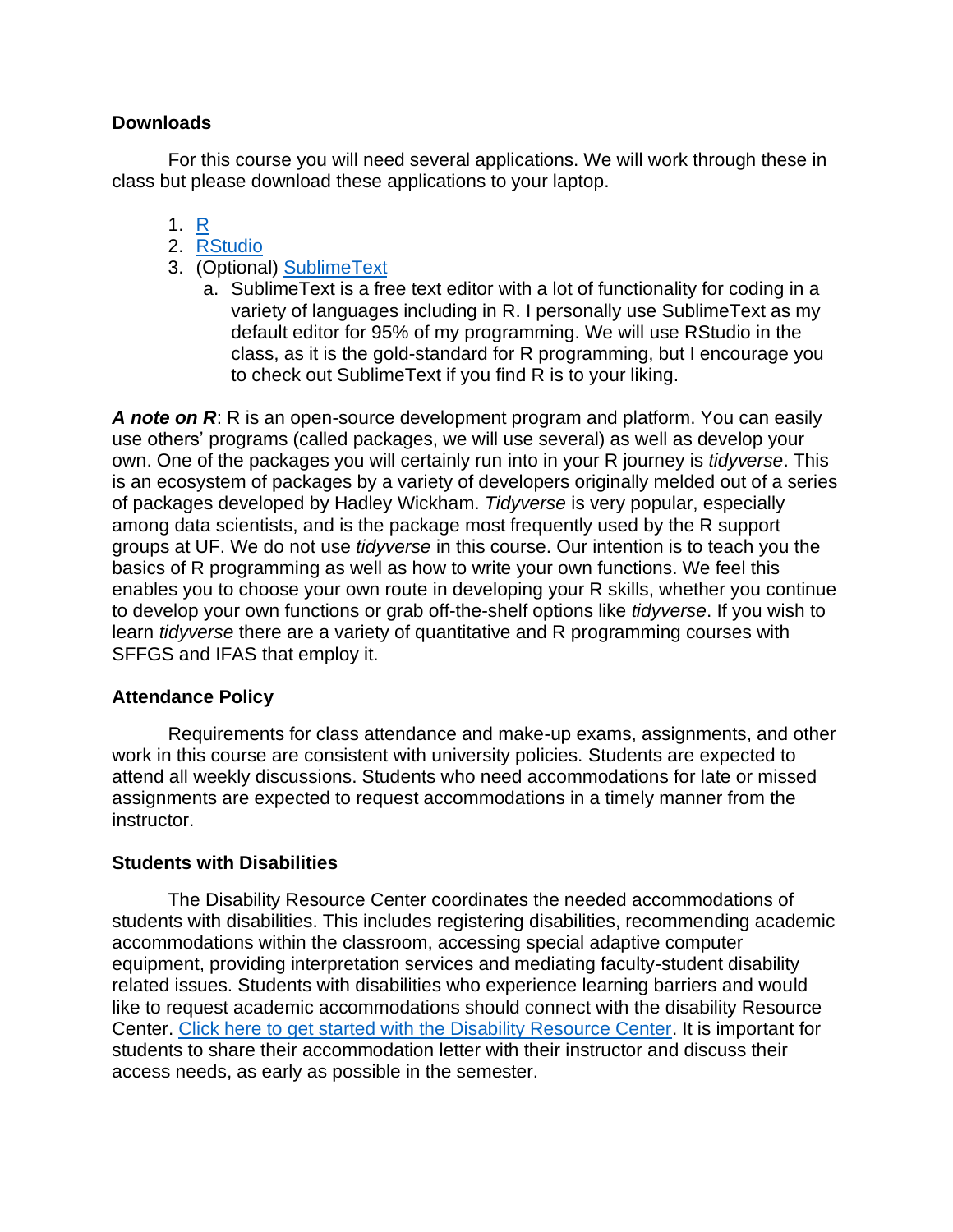**Downloads**

For this course you will need several applications. We will work through these in class but please download these applications to your laptop.

1. [R]
2. [RStudio]
3. (Optional) [SublimeText]
   a. SublimeText is a free text editor with a lot of functionality for coding in a variety of languages including in R. I personally use SublimeText as my default editor for 95% of my programming. We will use RStudio in the class, as it is the gold-standard for R programming, but I encourage you to check out SublimeText if you find R is to your liking.

***A note on R***: R is an open-source development program and platform. You can easily use others' programs (called packages, we will use several) as well as develop your own. One of the packages you will certainly run into in your R journey is *tidyverse*. This is an ecosystem of packages by a variety of developers originally melded out of a series of packages developed by Hadley Wickham. *Tidyverse* is very popular, especially among data scientists, and is the package most frequently used by the R support groups at UF. We do not use *tidyverse* in this course. Our intention is to teach you the basics of R programming as well as how to write your own functions. We feel this enables you to choose your own route in developing your R skills, whether you continue to develop your own functions or grab off-the-shelf options like *tidyverse*. If you wish to learn *tidyverse* there are a variety of quantitative and R programming courses with SFFGS and IFAS that employ it.

**Attendance Policy**

Requirements for class attendance and make-up exams, assignments, and other work in this course are consistent with university policies. Students are expected to attend all weekly discussions. Students who need accommodations for late or missed assignments are expected to request accommodations in a timely manner from the instructor.

**Students with Disabilities**

The Disability Resource Center coordinates the needed accommodations of students with disabilities. This includes registering disabilities, recommending academic accommodations within the classroom, accessing special adaptive computer equipment, providing interpretation services and mediating faculty-student disability related issues. Students with disabilities who experience learning barriers and would like to request academic accommodations should connect with the disability Resource Center. [Click here to get started with the Disability Resource Center]. It is important for students to share their accommodation letter with their instructor and discuss their access needs, as early as possible in the semester.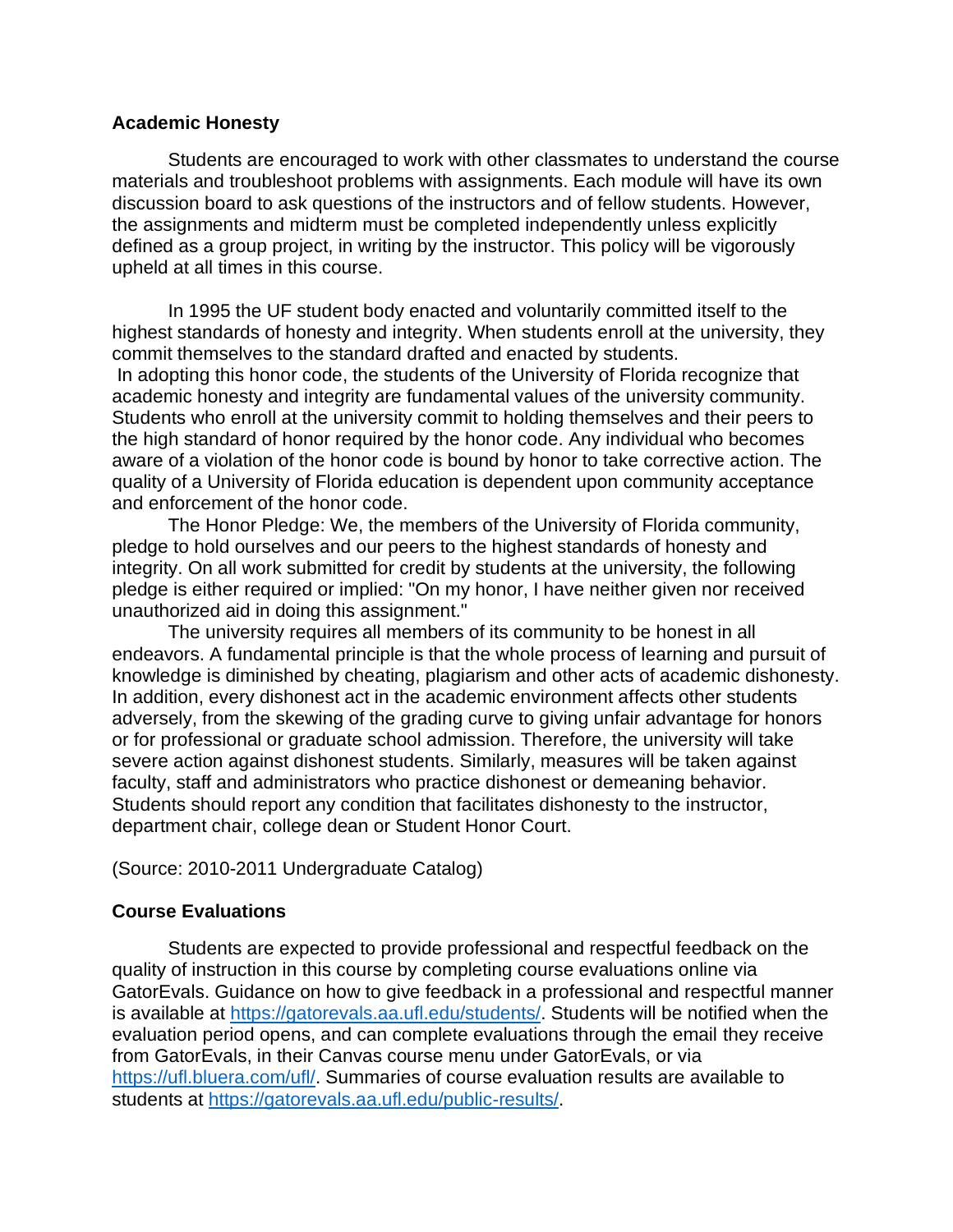**Academic Honesty**

Students are encouraged to work with other classmates to understand the course materials and troubleshoot problems with assignments. Each module will have its own discussion board to ask questions of the instructors and of fellow students. However, the assignments and midterm must be completed independently unless explicitly defined as a group project, in writing by the instructor. This policy will be vigorously upheld at all times in this course.

In 1995 the UF student body enacted and voluntarily committed itself to the highest standards of honesty and integrity. When students enroll at the university, they commit themselves to the standard drafted and enacted by students.
In adopting this honor code, the students of the University of Florida recognize that academic honesty and integrity are fundamental values of the university community. Students who enroll at the university commit to holding themselves and their peers to the high standard of honor required by the honor code. Any individual who becomes aware of a violation of the honor code is bound by honor to take corrective action. The quality of a University of Florida education is dependent upon community acceptance and enforcement of the honor code.

The Honor Pledge: We, the members of the University of Florida community, pledge to hold ourselves and our peers to the highest standards of honesty and integrity. On all work submitted for credit by students at the university, the following pledge is either required or implied: "On my honor, I have neither given nor received unauthorized aid in doing this assignment."

The university requires all members of its community to be honest in all endeavors. A fundamental principle is that the whole process of learning and pursuit of knowledge is diminished by cheating, plagiarism and other acts of academic dishonesty. In addition, every dishonest act in the academic environment affects other students adversely, from the skewing of the grading curve to giving unfair advantage for honors or for professional or graduate school admission. Therefore, the university will take severe action against dishonest students. Similarly, measures will be taken against faculty, staff and administrators who practice dishonest or demeaning behavior. Students should report any condition that facilitates dishonesty to the instructor, department chair, college dean or Student Honor Court.

(Source: 2010-2011 Undergraduate Catalog)

**Course Evaluations**

Students are expected to provide professional and respectful feedback on the quality of instruction in this course by completing course evaluations online via GatorEvals. Guidance on how to give feedback in a professional and respectful manner is available at https://gatorevals.aa.ufl.edu/students/. Students will be notified when the evaluation period opens, and can complete evaluations through the email they receive from GatorEvals, in their Canvas course menu under GatorEvals, or via https://ufl.bluera.com/ufl/. Summaries of course evaluation results are available to students at https://gatorevals.aa.ufl.edu/public-results/.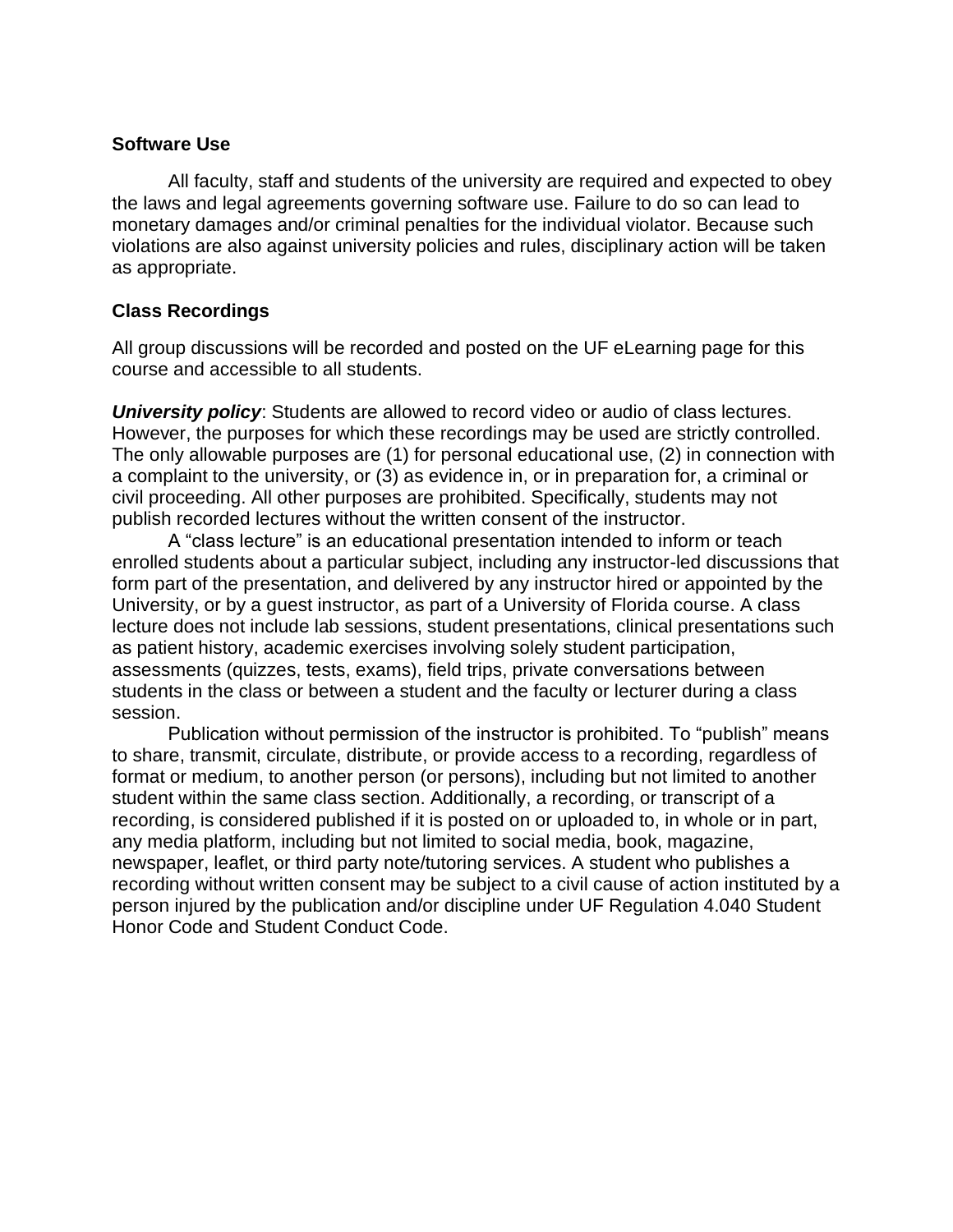**Software Use**

All faculty, staff and students of the university are required and expected to obey the laws and legal agreements governing software use. Failure to do so can lead to monetary damages and/or criminal penalties for the individual violator. Because such violations are also against university policies and rules, disciplinary action will be taken as appropriate.

**Class Recordings**

All group discussions will be recorded and posted on the UF eLearning page for this course and accessible to all students.

***University policy***: Students are allowed to record video or audio of class lectures. However, the purposes for which these recordings may be used are strictly controlled. The only allowable purposes are (1) for personal educational use, (2) in connection with a complaint to the university, or (3) as evidence in, or in preparation for, a criminal or civil proceeding. All other purposes are prohibited. Specifically, students may not publish recorded lectures without the written consent of the instructor.

A "class lecture" is an educational presentation intended to inform or teach enrolled students about a particular subject, including any instructor-led discussions that form part of the presentation, and delivered by any instructor hired or appointed by the University, or by a guest instructor, as part of a University of Florida course. A class lecture does not include lab sessions, student presentations, clinical presentations such as patient history, academic exercises involving solely student participation, assessments (quizzes, tests, exams), field trips, private conversations between students in the class or between a student and the faculty or lecturer during a class session.

Publication without permission of the instructor is prohibited. To "publish" means to share, transmit, circulate, distribute, or provide access to a recording, regardless of format or medium, to another person (or persons), including but not limited to another student within the same class section. Additionally, a recording, or transcript of a recording, is considered published if it is posted on or uploaded to, in whole or in part, any media platform, including but not limited to social media, book, magazine, newspaper, leaflet, or third party note/tutoring services. A student who publishes a recording without written consent may be subject to a civil cause of action instituted by a person injured by the publication and/or discipline under UF Regulation 4.040 Student Honor Code and Student Conduct Code.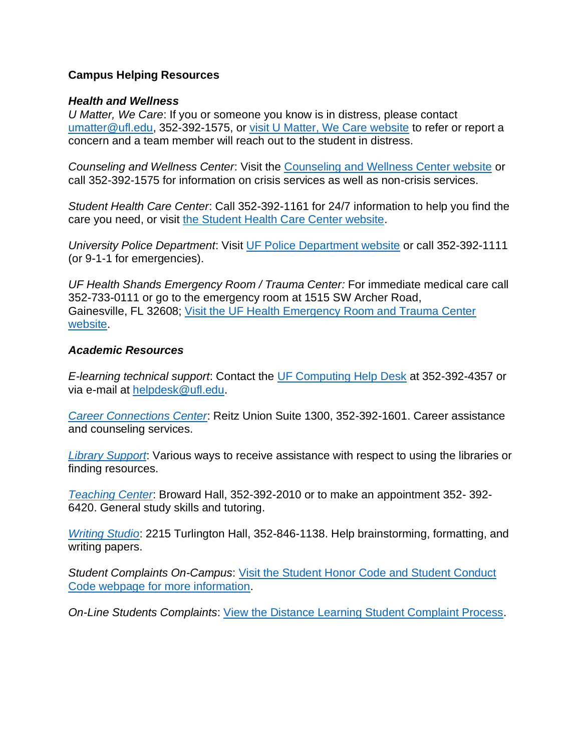**Campus Helping Resources**

***Health and Wellness***

*U Matter, We Care*: If you or someone you know is in distress, please contact umatter@ufl.edu, 352-392-1575, or visit U Matter, We Care website to refer or report a concern and a team member will reach out to the student in distress.

*Counseling and Wellness Center*: Visit the Counseling and Wellness Center website or call 352-392-1575 for information on crisis services as well as non-crisis services.

*Student Health Care Center*: Call 352-392-1161 for 24/7 information to help you find the care you need, or visit the Student Health Care Center website.

*University Police Department*: Visit UF Police Department website or call 352-392-1111 (or 9-1-1 for emergencies).

*UF Health Shands Emergency Room / Trauma Center:* For immediate medical care call 352-733-0111 or go to the emergency room at 1515 SW Archer Road, Gainesville, FL 32608; Visit the UF Health Emergency Room and Trauma Center website.

***Academic Resources***

*E-learning technical support*: Contact the UF Computing Help Desk at 352-392-4357 or via e-mail at helpdesk@ufl.edu.

*Career Connections Center*: Reitz Union Suite 1300, 352-392-1601. Career assistance and counseling services.

*Library Support*: Various ways to receive assistance with respect to using the libraries or finding resources.

*Teaching Center*: Broward Hall, 352-392-2010 or to make an appointment 352- 392-6420. General study skills and tutoring.

*Writing Studio*: 2215 Turlington Hall, 352-846-1138. Help brainstorming, formatting, and writing papers.

*Student Complaints On-Campus*: Visit the Student Honor Code and Student Conduct Code webpage for more information.

*On-Line Students Complaints*: View the Distance Learning Student Complaint Process.